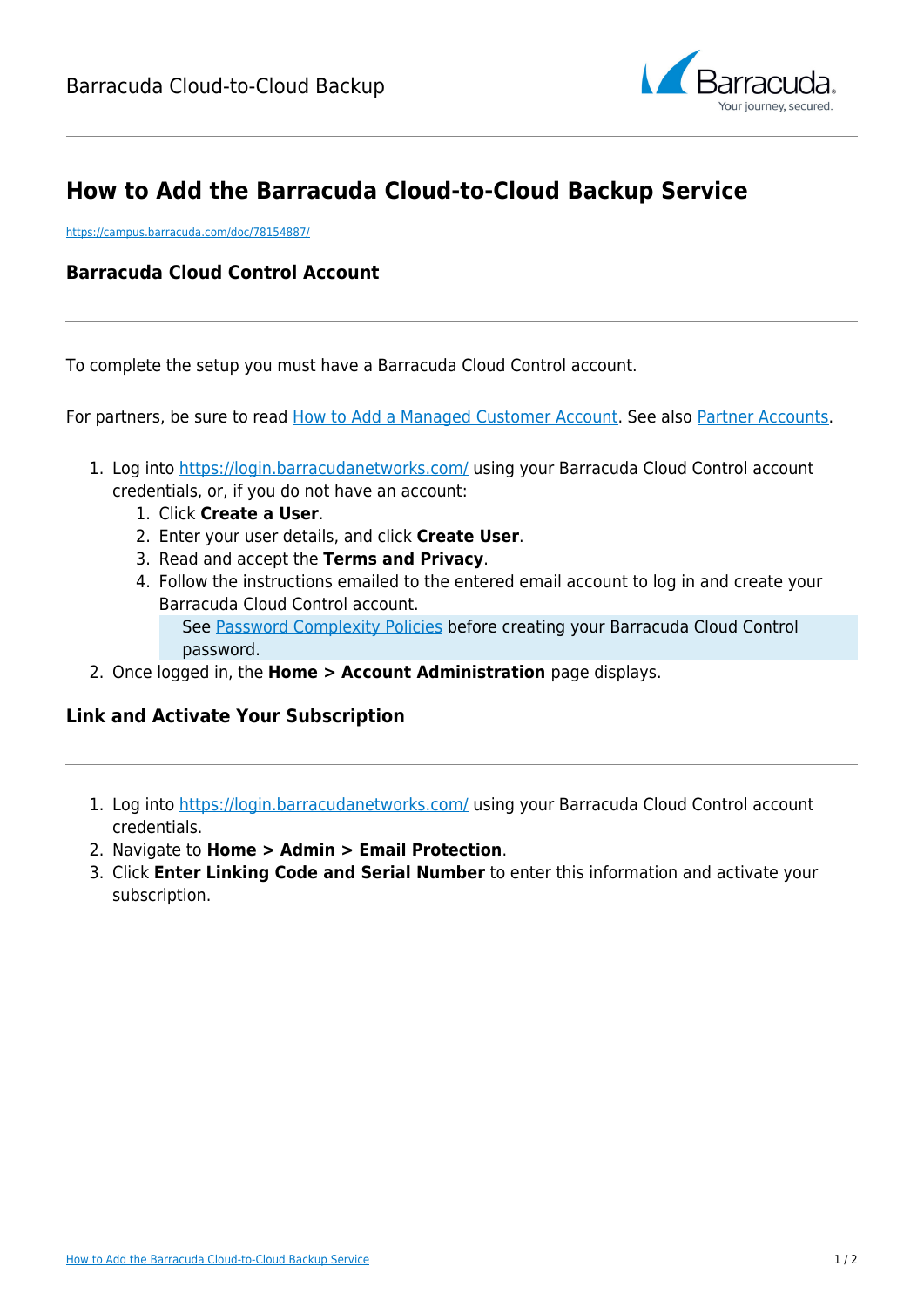# How to Add the Barracuda Cloud-to-Cloud Backup Service

https://campus.barracuda.com/doc/78154887/

## Barracuda Cloud Control Account

To complete the setup you must have a Barracuda Cloud Control account.

For partners, be sure to read How to Add a Managed Customer Account. See also Partner Accounts.

1. Log into https://login.barracudanetworks.com/ using your Barracuda Cloud Control account credentials, or, if you do not have an account:
   1. Click **Create a User**.
   2. Enter your user details, and click **Create User**.
   3. Read and accept the **Terms and Privacy**.
   4. Follow the instructions emailed to the entered email account to log in and create your Barracuda Cloud Control account.

      See Password Complexity Policies before creating your Barracuda Cloud Control password.
2. Once logged in, the **Home > Account Administration** page displays.

## Link and Activate Your Subscription

1. Log into https://login.barracudanetworks.com/ using your Barracuda Cloud Control account credentials.
2. Navigate to **Home > Admin > Email Protection**.
3. Click **Enter Linking Code and Serial Number** to enter this information and activate your subscription.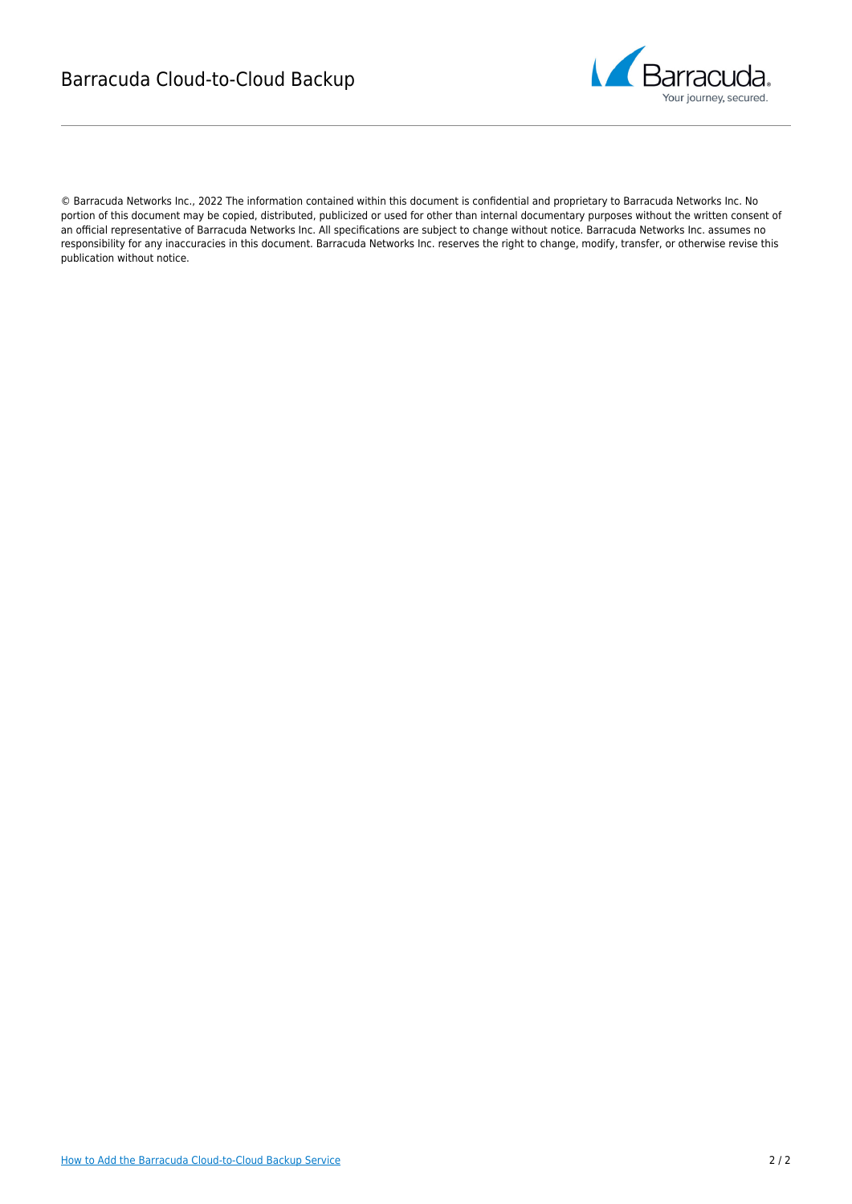© Barracuda Networks Inc., 2022 The information contained within this document is confidential and proprietary to Barracuda Networks Inc. No portion of this document may be copied, distributed, publicized or used for other than internal documentary purposes without the written consent of an official representative of Barracuda Networks Inc. All specifications are subject to change without notice. Barracuda Networks Inc. assumes no responsibility for any inaccuracies in this document. Barracuda Networks Inc. reserves the right to change, modify, transfer, or otherwise revise this publication without notice.